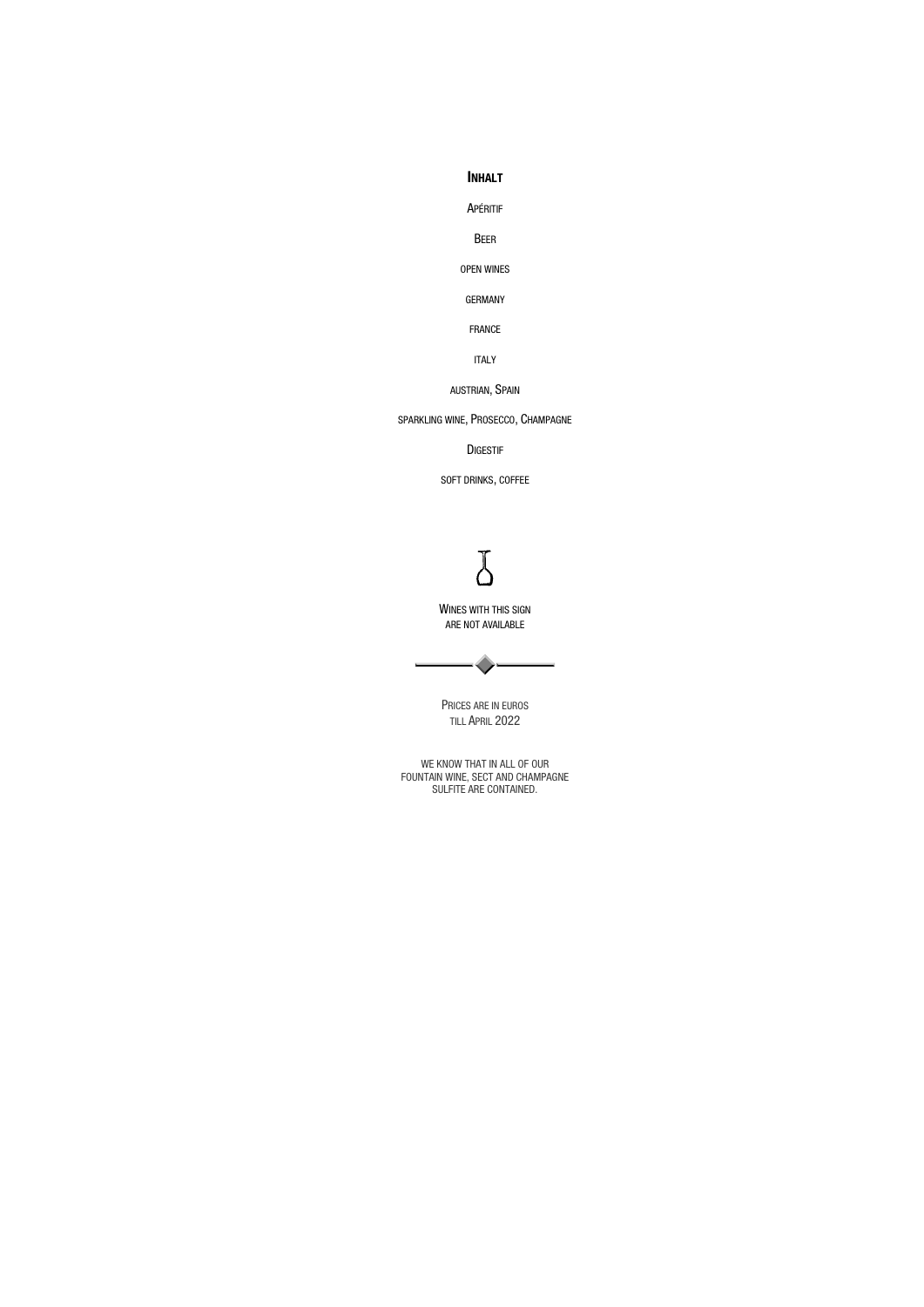## INHALT

APÉRITIF

BEER

OPEN WINES

GERMANY

FRANCE

ITALY

AUSTRIAN, SPAIN

SPARKLING WINE, PROSECCO, CHAMPAGNE

DIGESTIF

SOFT DRINKS, COFFEE

WINES WITH THIS SIGN
ARE NOT AVAILABLE

---

PRICES ARE IN EUROS
TILL APRIL 2022

WE KNOW THAT IN ALL OF OUR
FOUNTAIN WINE, SECT AND CHAMPAGNE
SULFITE ARE CONTAINED.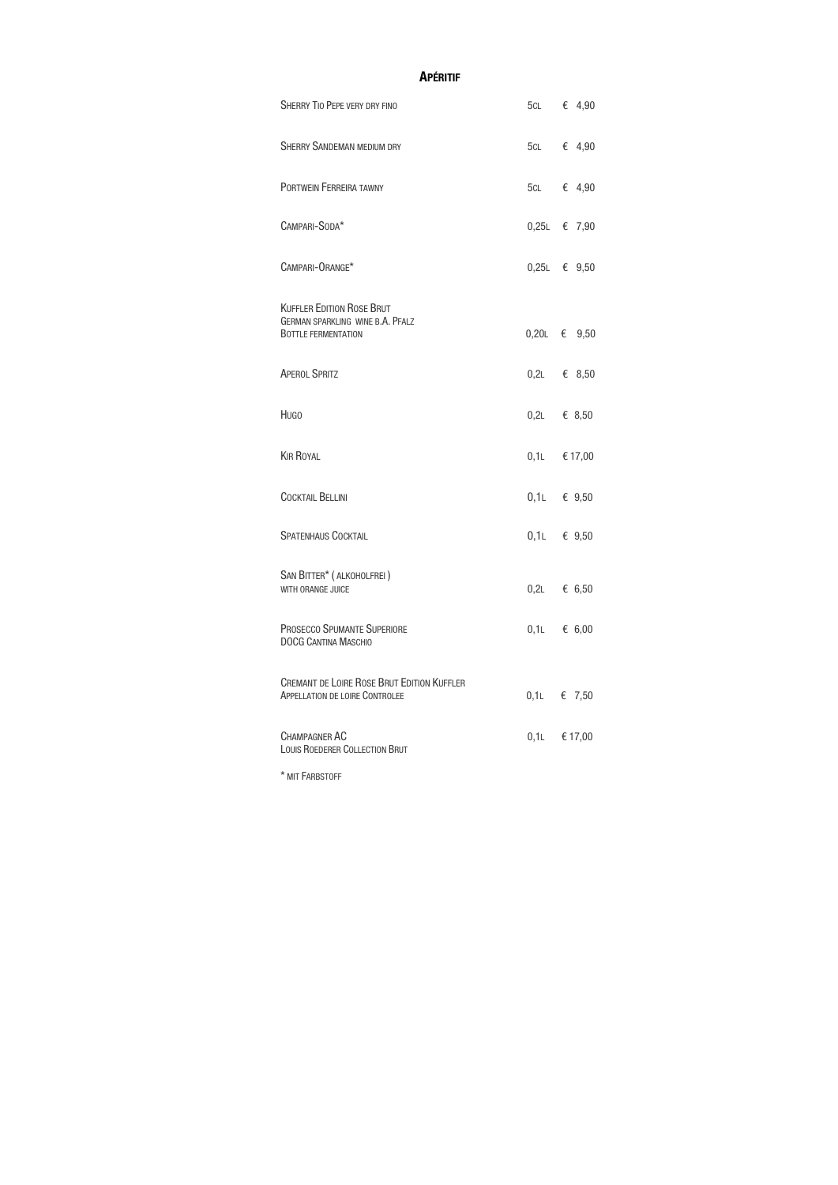## Apéritif

| | | |
|---|---|---|
| Sherry Tio Pepe very dry fino | 5cl | € 4,90 |
| Sherry Sandeman medium dry | 5cl | € 4,90 |
| Portwein Ferreira tawny | 5cl | € 4,90 |
| Campari-Soda* | 0,25l | € 7,90 |
| Campari-Orange* | 0,25l | € 9,50 |
| Kuffler Edition Rose Brut<br>German sparkling wine b.A. Pfalz<br>Bottle fermentation | 0,20l | € 9,50 |
| Aperol Spritz | 0,2l | € 8,50 |
| Hugo | 0,2l | € 8,50 |
| Kir Royal | 0,1l | € 17,00 |
| Cocktail Bellini | 0,1l | € 9,50 |
| Spatenhaus Cocktail | 0,1l | € 9,50 |
| San Bitter* ( alkoholfrei )<br>with orange juice | 0,2l | € 6,50 |
| Prosecco Spumante Superiore<br>DOCG Cantina Maschio | 0,1l | € 6,00 |
| Cremant de Loire Rose Brut Edition Kuffler<br>Appellation de loire Controlee | 0,1l | € 7,50 |
| Champagner AC<br>Louis Roederer Collection Brut | 0,1l | € 17,00 |

* mit Farbstoff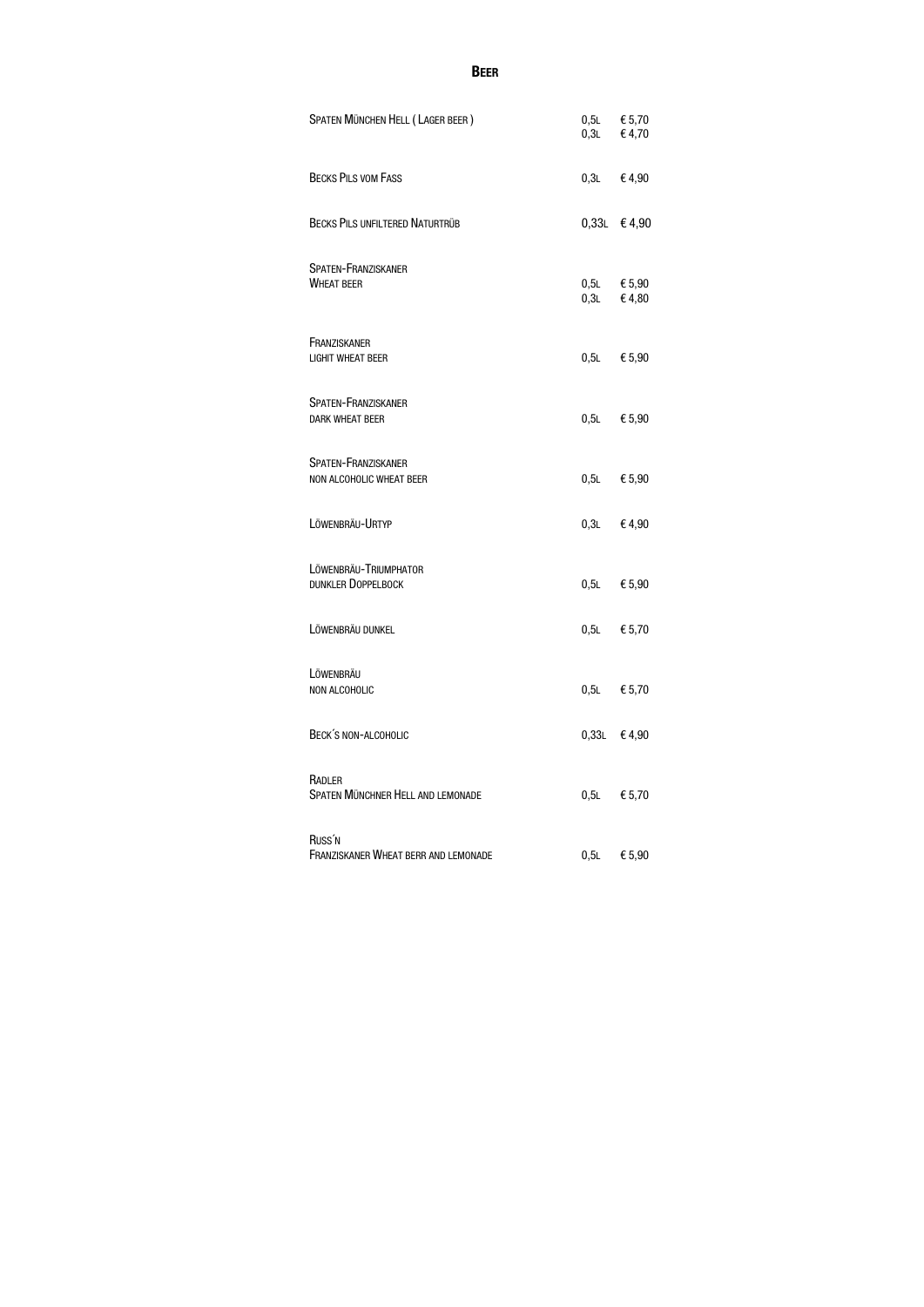# Beer

| | | |
|---|---|---|
| Spaten München Hell ( Lager beer ) | 0,5l<br>0,3l | € 5,70<br>€ 4,70 |
| Becks Pils vom Fass | 0,3l | € 4,90 |
| Becks Pils unfiltered Naturtrüb | 0,33l | € 4,90 |
| Spaten-Franziskaner<br>Wheat beer | 0,5l<br>0,3l | € 5,90<br>€ 4,80 |
| Franziskaner<br>light wheat beer | 0,5l | € 5,90 |
| Spaten-Franziskaner<br>dark wheat beer | 0,5l | € 5,90 |
| Spaten-Franziskaner<br>non alcoholic wheat beer | 0,5l | € 5,90 |
| Löwenbräu-Urtyp | 0,3l | € 4,90 |
| Löwenbräu-Triumphator<br>dunkler Doppelbock | 0,5l | € 5,90 |
| Löwenbräu dunkel | 0,5l | € 5,70 |
| Löwenbräu<br>non alcoholic | 0,5l | € 5,70 |
| Beck´s non-alcoholic | 0,33l | € 4,90 |
| Radler<br>Spaten Münchner Hell and lemonade | 0,5l | € 5,70 |
| Russ´n<br>Franziskaner Wheat berr and lemonade | 0,5l | € 5,90 |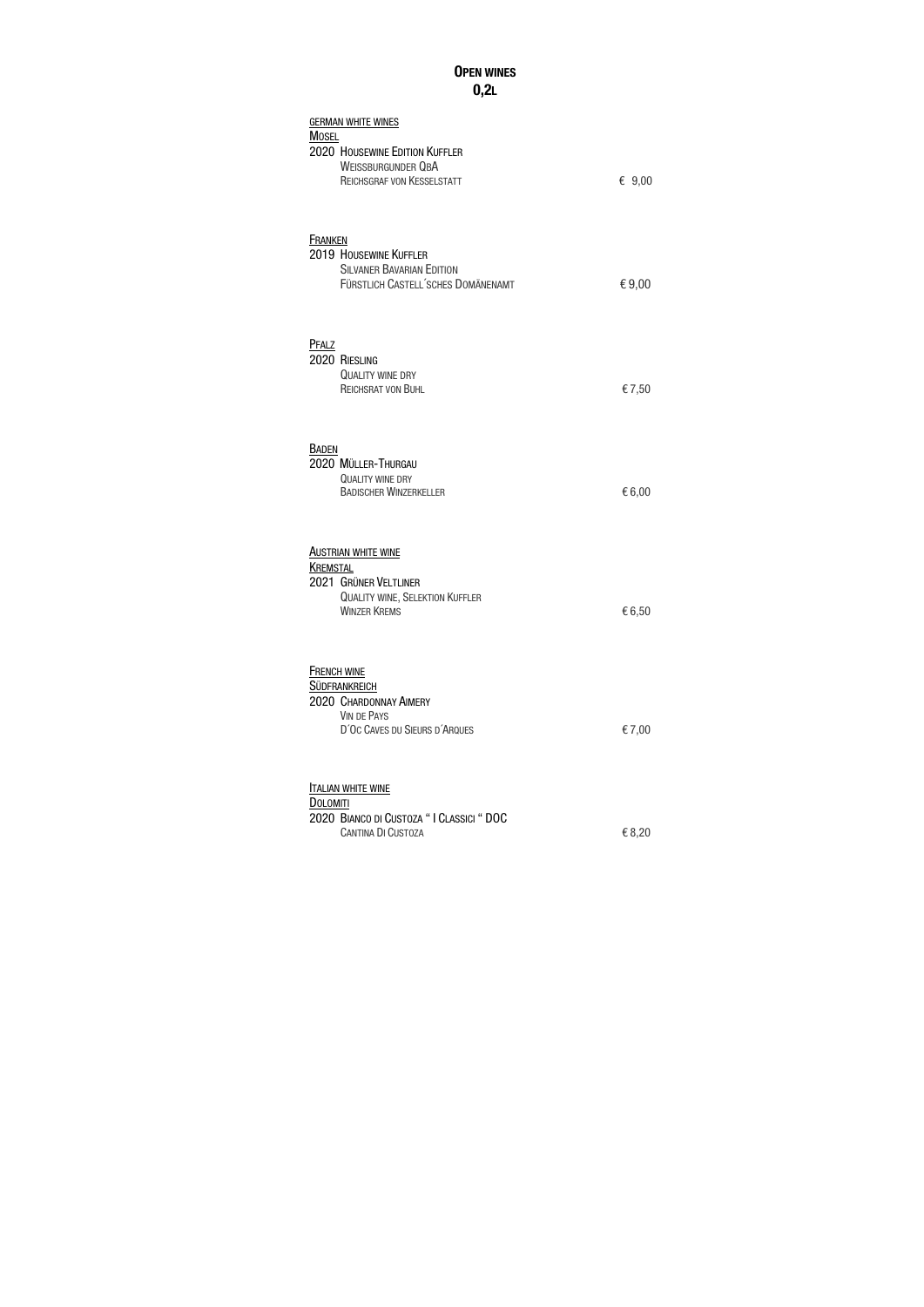# Open Wines
## 0,2l

### German white wines

**Mosel**

2020 Housewine Edition Kuffler
Weissburgunder QbA
Reichsgraf von Kesselstatt — € 9,00

**Franken**

2019 Housewine Kuffler
Silvaner Bavarian Edition
Fürstlich Castell´sches Domänenamt — € 9,00

**Pfalz**

2020 Riesling
Quality wine dry
Reichsrat von Buhl — € 7,50

**Baden**

2020 Müller-Thurgau
Quality wine dry
Badischer Winzerkeller — € 6,00

### Austrian white wine

**Kremstal**

2021 Grüner Veltliner
Quality wine, Selektion Kuffler
Winzer Krems — € 6,50

### French wine

**Südfrankreich**

2020 Chardonnay Aimery
Vin de Pays
D´Oc Caves du Sieurs d´Arques — € 7,00

### Italian white wine

**Dolomiti**

2020 Bianco di Custoza " I Classici " DOC
Cantina Di Custoza — € 8,20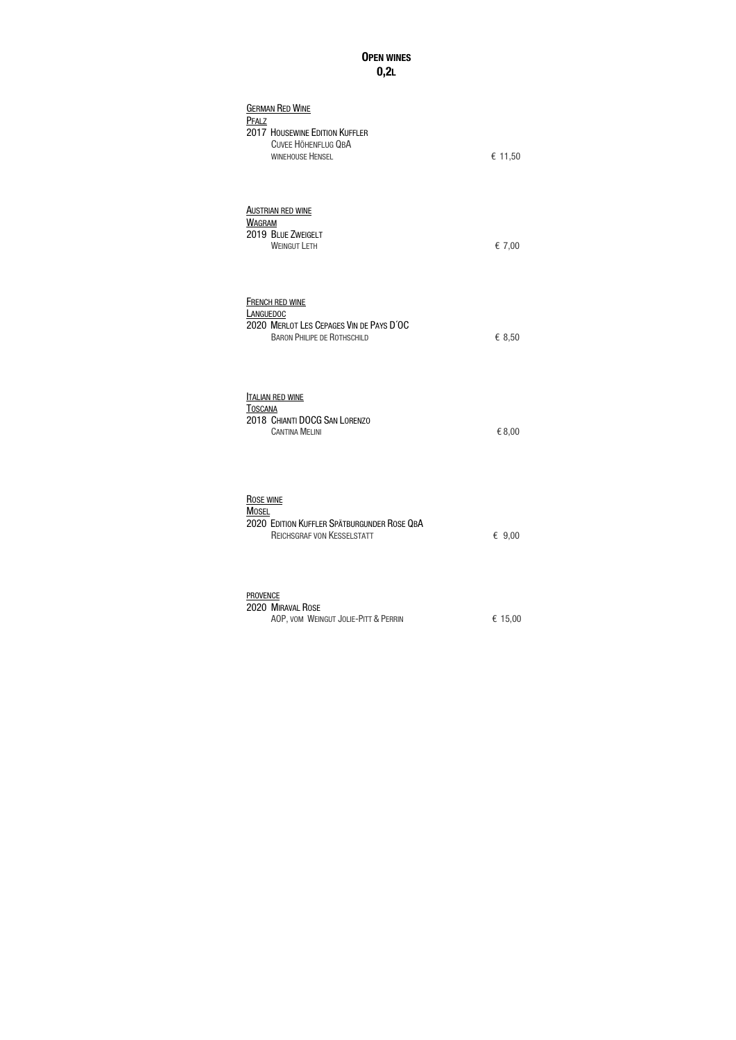# Open Wines
## 0,2l

**German Red Wine**
**Pfalz**
2017 Housewine Edition Kuffler
Cuvee Höhenflug QbA
Winehouse Hensel — € 11,50

**Austrian red wine**
**Wagram**
2019 Blue Zweigelt
Weingut Leth — € 7,00

**French red wine**
**Languedoc**
2020 Merlot Les Cepages Vin de Pays D´OC
Baron Philipe de Rothschild — € 8,50

**Italian red wine**
**Toscana**
2018 Chianti DOCG San Lorenzo
Cantina Melini — € 8,00

**Rose wine**
**Mosel**
2020 Edition Kuffler Spätburgunder Rose QbA
Reichsgraf von Kesselstatt — € 9,00

**Provence**
2020 Miraval Rose
AOP, vom Weingut Jolie-Pitt & Perrin — € 15,00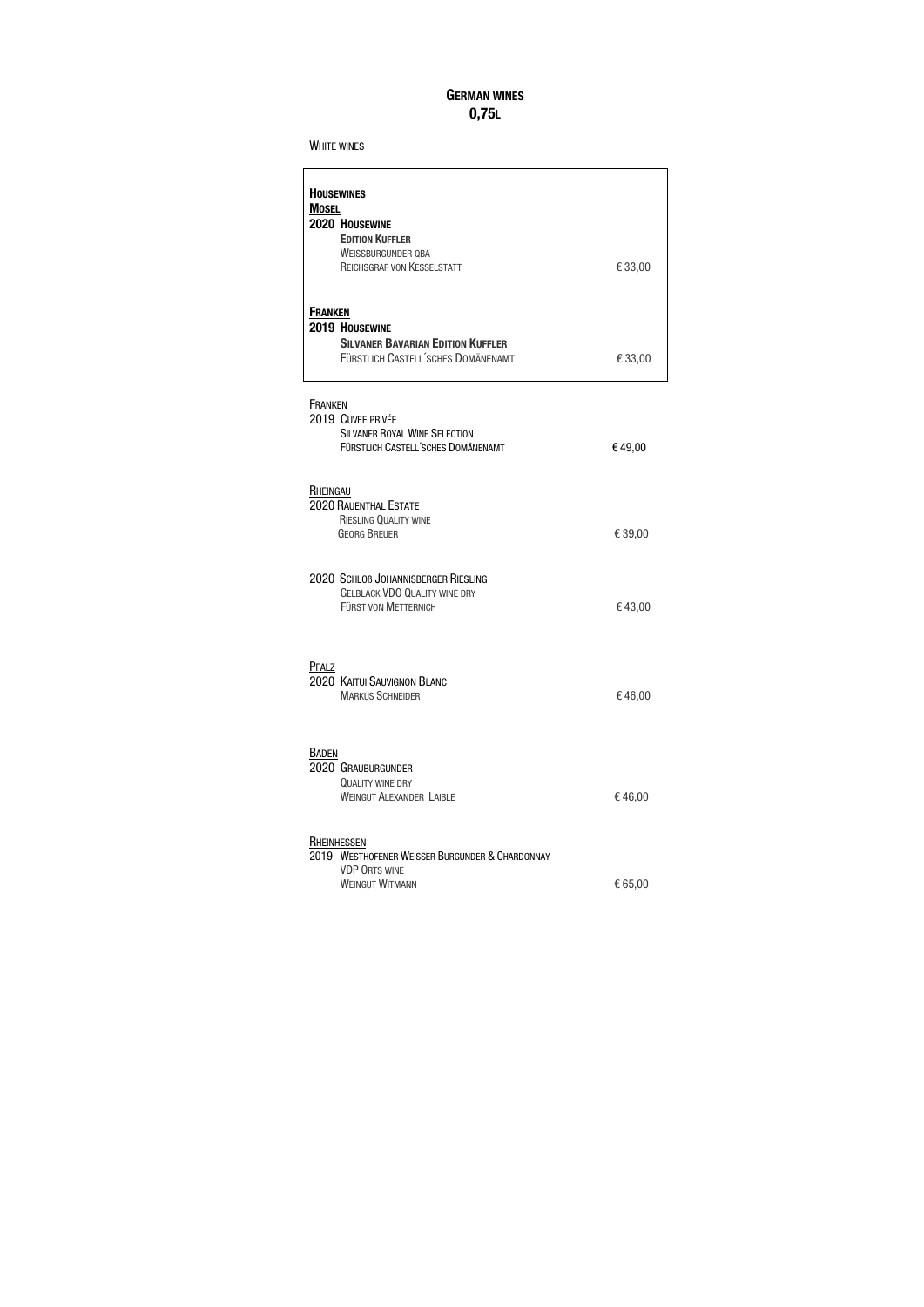## **German Wines**
## **0,75l**

White wines

**Housewines**

**Mosel**

**2020 Housewine**
**Edition Kuffler**
Weissburgunder QbA
Reichsgraf von Kesselstatt — € 33,00

**Franken**

**2019 Housewine**
**Silvaner Bavarian Edition Kuffler**
Fürstlich Castell´sches Domänenamt — € 33,00

Franken

2019 Cuvee Privée
Silvaner Royal Wine Selection
Fürstlich Castell´sches Domänenamt — € 49,00

Rheingau

2020 Rauenthal Estate
Riesling Quality wine
Georg Breuer — € 39,00

2020 Schloß Johannisberger Riesling
Gelblack VDO Quality wine dry
Fürst von Metternich — € 43,00

Pfalz

2020 Kaitui Sauvignon Blanc
Markus Schneider — € 46,00

Baden

2020 Grauburgunder
Quality wine dry
Weingut Alexander Laible — € 46,00

Rheinhessen

2019 Westhofener Weisser Burgunder & Chardonnay
VDP Orts wine
Weingut Witmann — € 65,00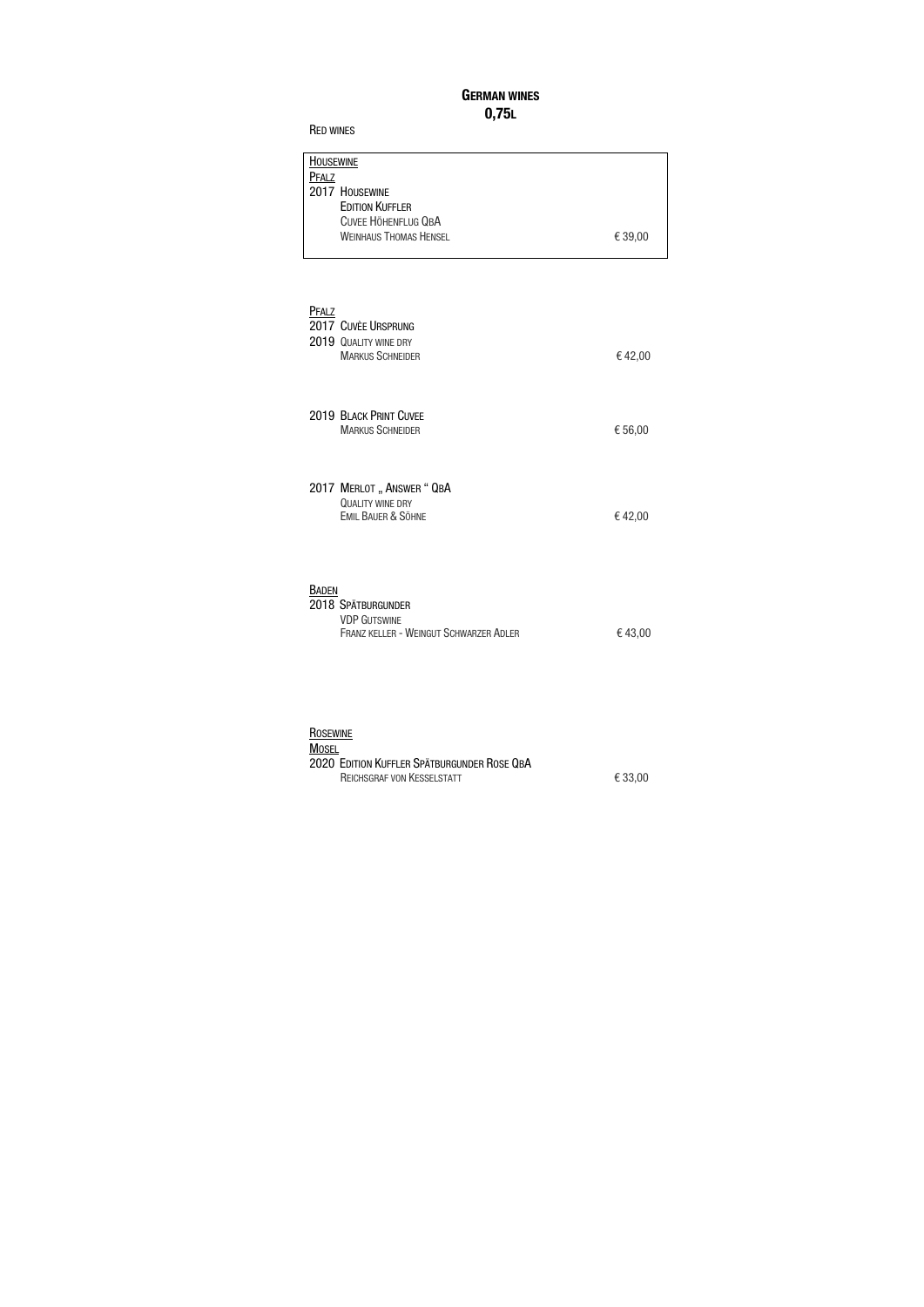# GERMAN WINES
## 0,75L

RED WINES

**HOUSEWINE**

PFALZ

2017 HOUSEWINE
EDITION KUFFLER
CUVEE HÖHENFLUG QBA
WEINHAUS THOMAS HENSEL — € 39,00

---

PFALZ

2017 CUVÈE URSPRUNG
2019 QUALITY WINE DRY
MARKUS SCHNEIDER — € 42,00

2019 BLACK PRINT CUVEE
MARKUS SCHNEIDER — € 56,00

2017 MERLOT „ ANSWER " QBA
QUALITY WINE DRY
EMIL BAUER & SÖHNE — € 42,00

BADEN

2018 SPÄTBURGUNDER
VDP GUTSWINE
FRANZ KELLER - WEINGUT SCHWARZER ADLER — € 43,00

ROSEWINE

MOSEL

2020 EDITION KUFFLER SPÄTBURGUNDER ROSE QBA
REICHSGRAF VON KESSELSTATT — € 33,00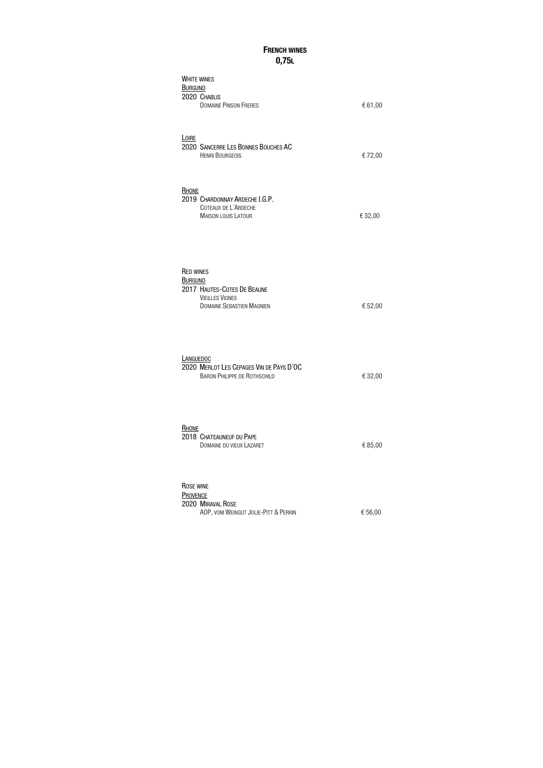# French wines
## 0,75L

### White wines

**Burgund**

2020 Chablis
Domaine Pinson Freres — € 61,00

**Loire**

2020 Sancerre Les Bonnes Bouches AC
Henri Bourgeois — € 72,00

**Rhone**

2019 Chardonnay Ardeche I.G.P.
Coteaux de L´Ardeche
Maison Louis Latour — € 32,00

### Red wines

**Burgund**

2017 Hautes-Cotes De Beaune
Vieilles Vignes
Domaine Sebastien Magnien — € 52,00

**Languedoc**

2020 Merlot Les Cepages Vin de Pays D´OC
Baron Philippe de Rothschild — € 32,00

**Rhone**

2018 Chateauneuf du Pape
Domaine du vieux Lazaret — € 85,00

### Rose wine

**Provence**

2020 Miraval Rose
AOP, vom Weingut Jolie-Pitt & Perrin — € 56,00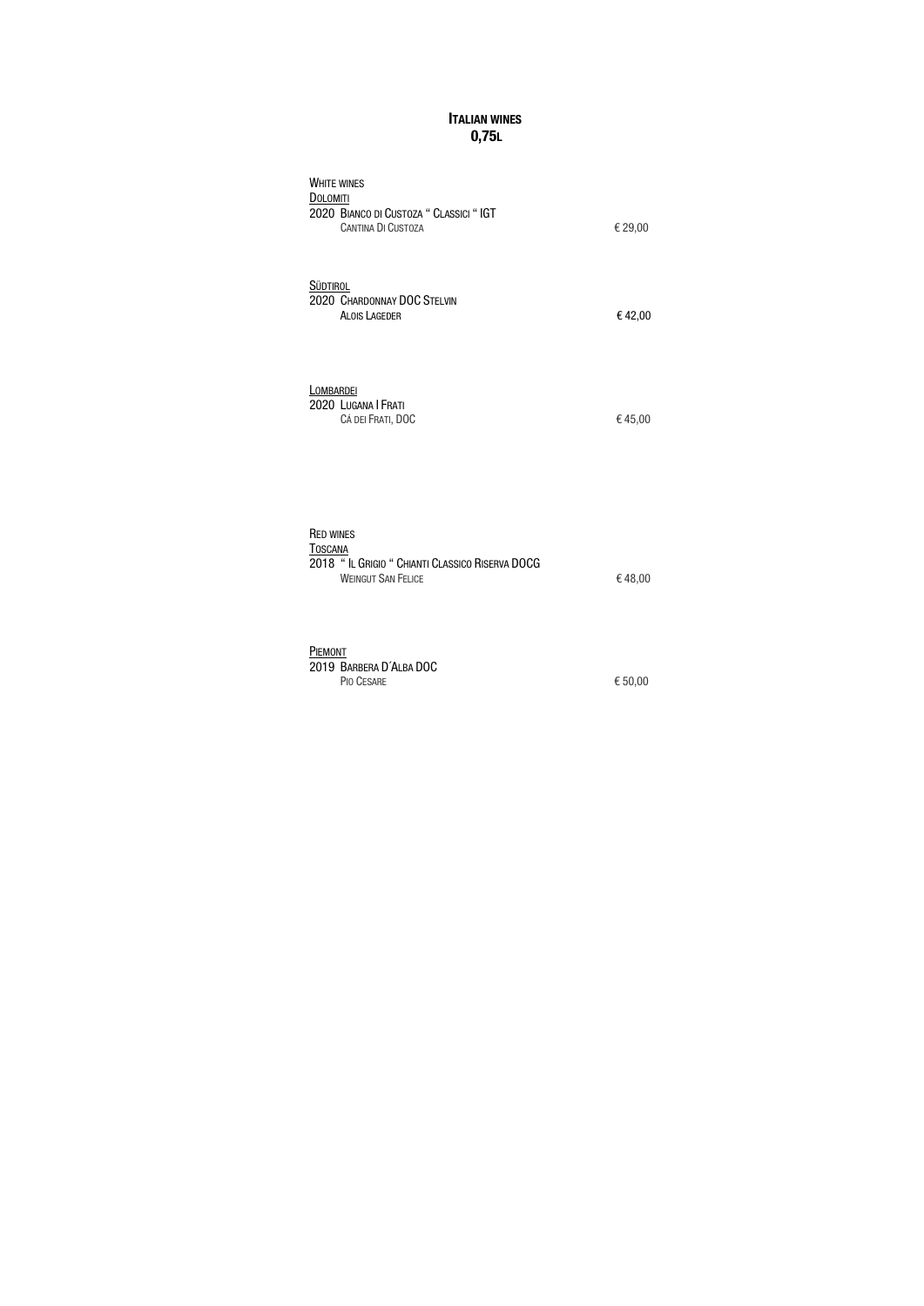# **Italian wines**
## **0,75l**

White wines

<u>Dolomiti</u>

2020 Bianco di Custoza " Classici " IGT
Cantina Di Custoza — € 29,00

<u>Südtirol</u>

2020 Chardonnay DOC Stelvin
Alois Lageder — € 42,00

<u>Lombardei</u>

2020 Lugana I Frati
Cá dei Frati, DOC — € 45,00

Red wines

<u>Toscana</u>

2018 " Il Grigio " Chianti Classico Riserva DOCG
Weingut San Felice — € 48,00

<u>Piemont</u>

2019 Barbera D´Alba DOC
Pio Cesare — € 50,00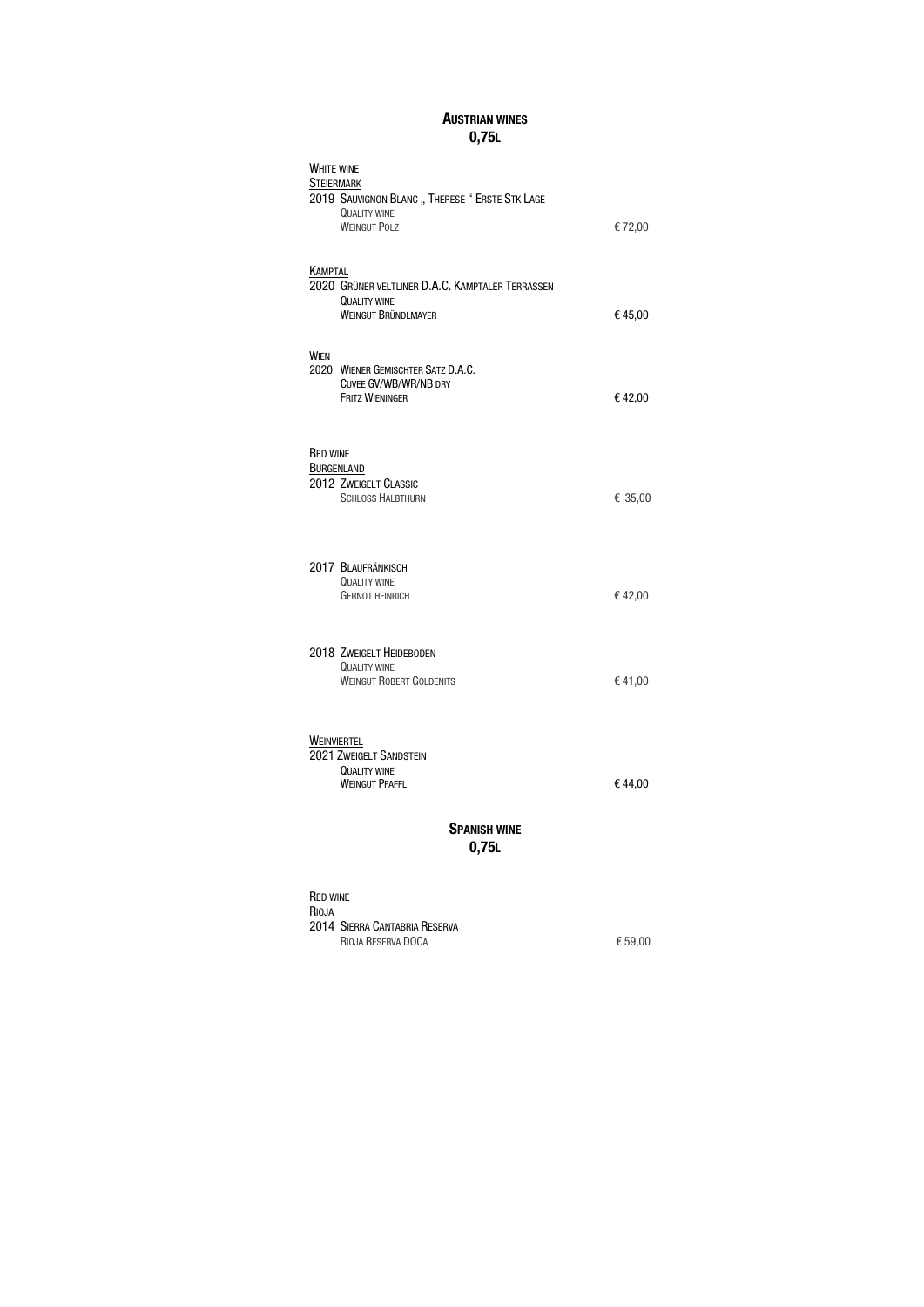## Austrian wines
## 0,75l

White wine

Steiermark

2019 Sauvignon Blanc „ Therese “ Erste Stk Lage
Quality wine
Weingut Polz — € 72,00

Kamptal

2020 Grüner Veltliner D.A.C. Kamptaler Terrassen
Quality wine
Weingut Bründlmayer — € 45,00

Wien

2020 Wiener Gemischter Satz D.A.C.
Cuvee GV/WB/WR/NB dry
Fritz Wieninger — € 42,00

Red wine

Burgenland

2012 Zweigelt Classic
Schloss Halbthurn — € 35,00

2017 Blaufränkisch
Quality wine
Gernot Heinrich — € 42,00

2018 Zweigelt Heideboden
Quality wine
Weingut Robert Goldenits — € 41,00

Weinviertel

2021 Zweigelt Sandstein
Quality wine
Weingut Pfaffl — € 44,00

## Spanish wine
## 0,75l

Red wine

Rioja

2014 Sierra Cantabria Reserva
Rioja Reserva DOCa — € 59,00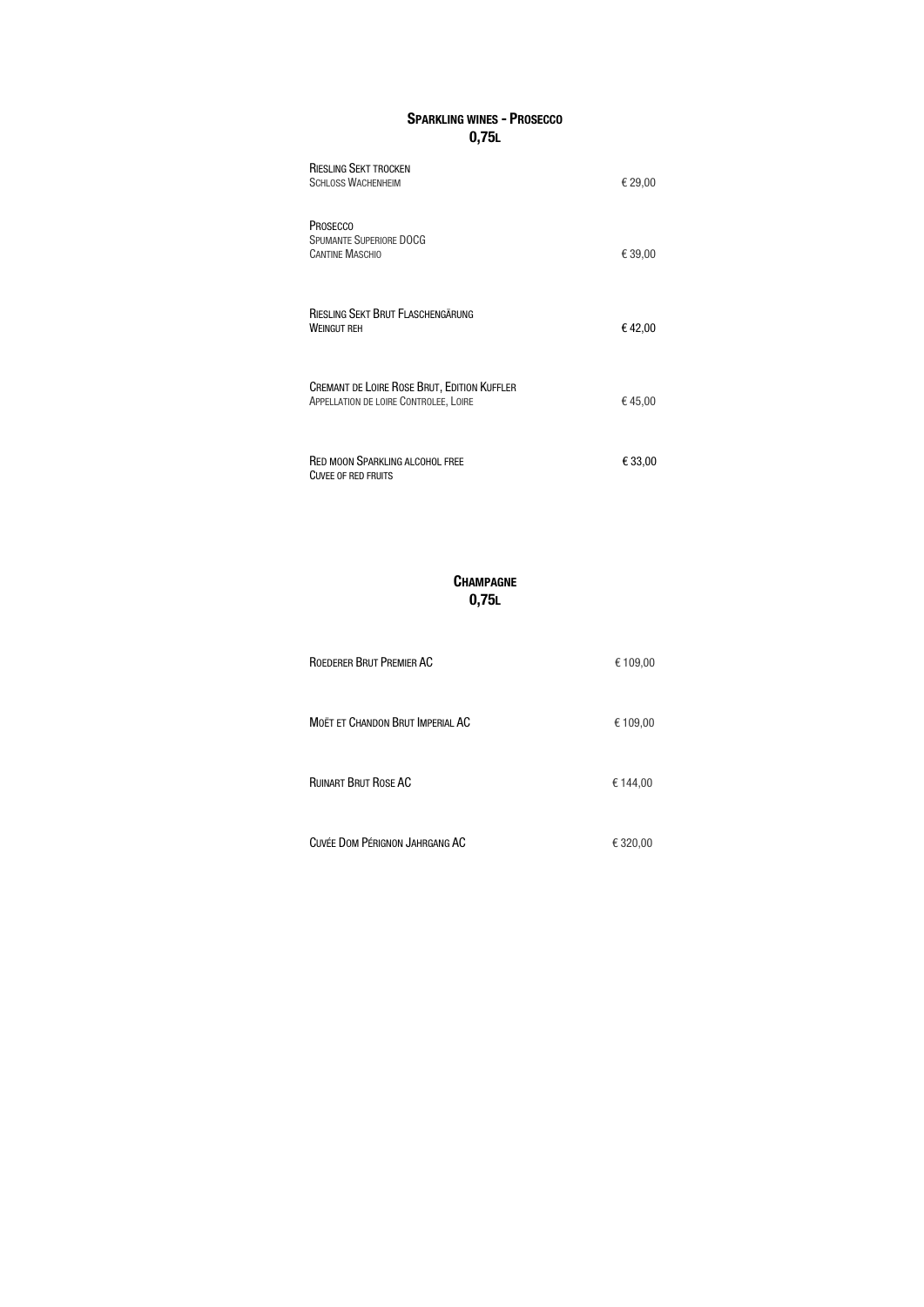## Sparkling wines - Prosecco
**0,75l**

Riesling Sekt trocken
Schloss Wachenheim — € 29,00

Prosecco
Spumante Superiore DOCG
Cantine Maschio — € 39,00

Riesling Sekt Brut Flaschengärung
Weingut reh — € 42,00

Cremant de Loire Rose Brut, Edition Kuffler
Appellation de loire Controlee, Loire — € 45,00

Red moon Sparkling alcohol free — € 33,00
Cuvee of red fruits

## Champagne
**0,75l**

Roederer Brut Premier AC — € 109,00

Moët et Chandon Brut Imperial AC — € 109,00

Ruinart Brut Rose AC — € 144,00

Cuvée Dom Pérignon Jahrgang AC — € 320,00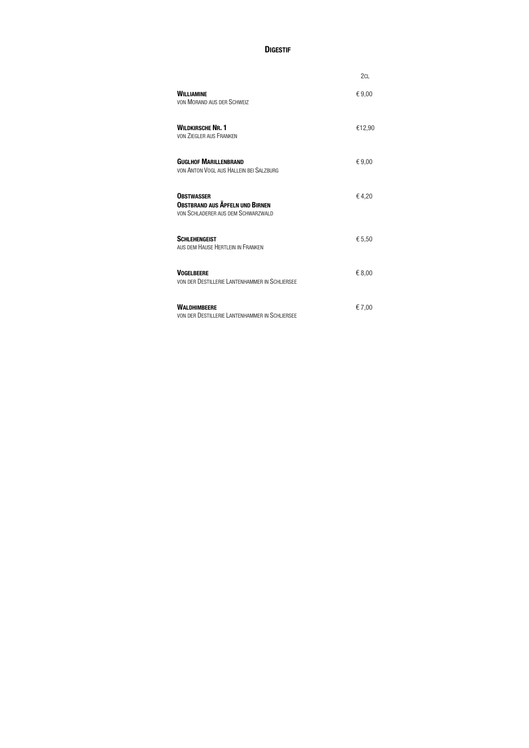# Digestif

| | 2cl |
|---|---|
| **Williamine**<br>von Morand aus der Schweiz | € 9,00 |
| **Wildkirsche Nr. 1**<br>von Ziegler aus Franken | €12,90 |
| **Guglhof Marillenbrand**<br>von Anton Vogl aus Hallein bei Salzburg | € 9,00 |
| **Obstwasser**<br>**Obstbrand aus Äpfeln und Birnen**<br>von Schladerer aus dem Schwarzwald | € 4,20 |
| **Schlehengeist**<br>aus dem Hause Hertlein in Franken | € 5,50 |
| **Vogelbeere**<br>von der Destillerie Lantenhammer in Schliersee | € 8,00 |
| **Waldhimbeere**<br>von der Destillerie Lantenhammer in Schliersee | € 7,00 |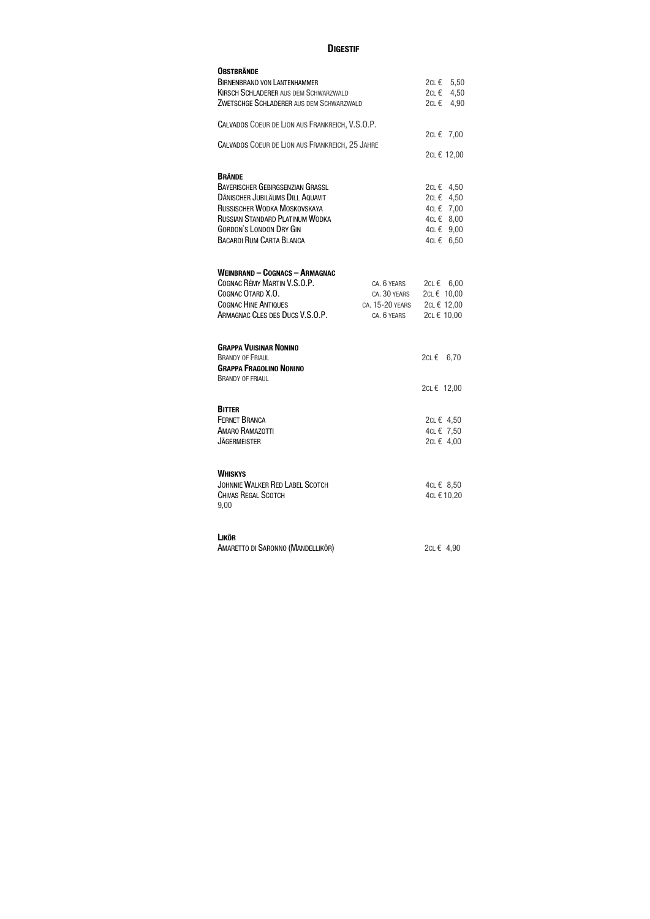# Digestif

## Obstbrände

| | | |
|---|---|---|
| Birnenbrand von Lantenhammer | | 2cl € 5,50 |
| Kirsch Schladerer aus dem Schwarzwald | | 2cl € 4,50 |
| Zwetschge Schladerer aus dem Schwarzwald | | 2cl € 4,90 |
| Calvados Coeur de Lion aus Frankreich, V.S.O.P. | | 2cl € 7,00 |
| Calvados Coeur de Lion aus Frankreich, 25 Jahre | | 2cl € 12,00 |

## Brände

| | | |
|---|---|---|
| Bayerischer Gebirgsenzian Grassl | | 2cl € 4,50 |
| Dänischer Jubiläums Dill Aquavit | | 2cl € 4,50 |
| Russischer Wodka Moskovskaya | | 4cl € 7,00 |
| Russian Standard Platinum Wodka | | 4cl € 8,00 |
| Gordon`s London Dry Gin | | 4cl € 9,00 |
| Bacardi Rum Carta Blanca | | 4cl € 6,50 |

## Weinbrand – Cognacs – Armagnac

| | | |
|---|---|---|
| Cognac Rémy Martin V.S.O.P. | ca. 6 years | 2cl € 6,00 |
| Cognac Otard X.O. | ca. 30 years | 2cl € 10,00 |
| Cognac Hine Antiques | ca. 15-20 years | 2cl € 12,00 |
| Armagnac Cles des Ducs V.S.O.P. | ca. 6 years | 2cl € 10,00 |

**Grappa Vuisinar Nonino**
Brandy of Friaul — 2cl € 6,70

**Grappa Fragolino Nonino**
Brandy of friaul — 2cl € 12,00

## Bitter

| | | |
|---|---|---|
| Fernet Branca | | 2cl € 4,50 |
| Amaro Ramazotti | | 4cl € 7,50 |
| Jägermeister | | 2cl € 4,00 |

## Whiskys

| | | |
|---|---|---|
| Johnnie Walker Red Label Scotch | | 4cl € 8,50 |
| Chivas Regal Scotch | | 4cl € 10,20 |

9,00

## Likör

| | | |
|---|---|---|
| Amaretto di Saronno (Mandellikör) | | 2cl € 4,90 |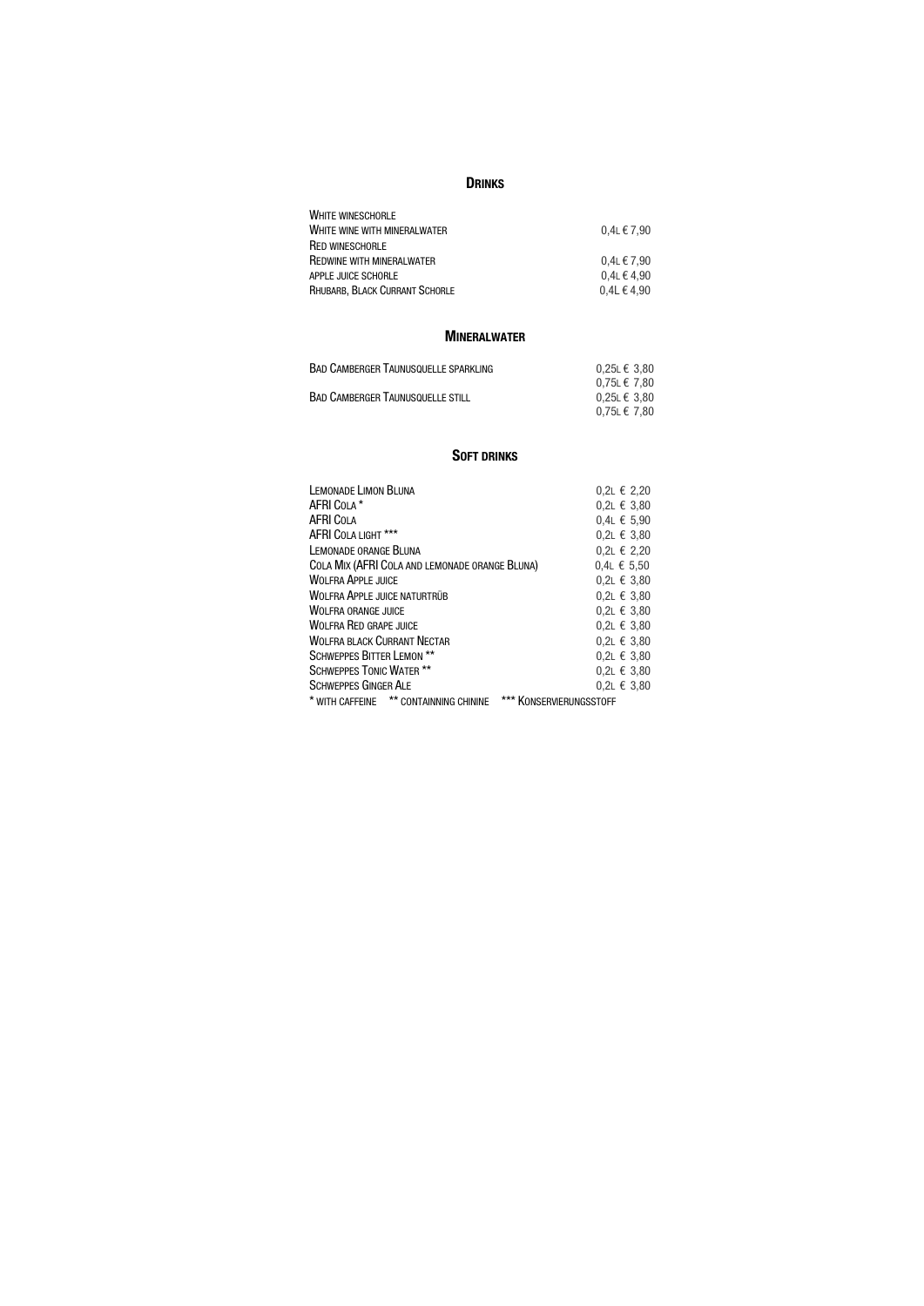## Drinks

| | |
|---|---|
| White wineschorle | |
| White wine with mineralwater | 0,4L € 7,90 |
| Red wineschorle | |
| Redwine with mineralwater | 0,4L € 7,90 |
| apple juice schorle | 0,4L € 4,90 |
| Rhubarb, Black Currant Schorle | 0,4L € 4,90 |

## Mineralwater

| | |
|---|---|
| Bad Camberger Taunusquelle sparkling | 0,25L € 3,80 |
| | 0,75L € 7,80 |
| Bad Camberger Taunusquelle still | 0,25L € 3,80 |
| | 0,75L € 7,80 |

## Soft drinks

| | |
|---|---|
| Lemonade Limon Bluna | 0,2L € 2,20 |
| AFRI Cola * | 0,2L € 3,80 |
| AFRI Cola | 0,4L € 5,90 |
| AFRI Cola light *** | 0,2L € 3,80 |
| Lemonade orange Bluna | 0,2L € 2,20 |
| Cola Mix (AFRI Cola and lemonade orange Bluna) | 0,4L € 5,50 |
| Wolfra Apple juice | 0,2L € 3,80 |
| Wolfra Apple juice naturtrüb | 0,2L € 3,80 |
| Wolfra orange juice | 0,2L € 3,80 |
| Wolfra Red grape juice | 0,2L € 3,80 |
| Wolfra black Currant Nectar | 0,2L € 3,80 |
| Schweppes Bitter Lemon ** | 0,2L € 3,80 |
| Schweppes Tonic Water ** | 0,2L € 3,80 |
| Schweppes Ginger Ale | 0,2L € 3,80 |

* with caffeine ** containning chinine *** Konservierungsstoff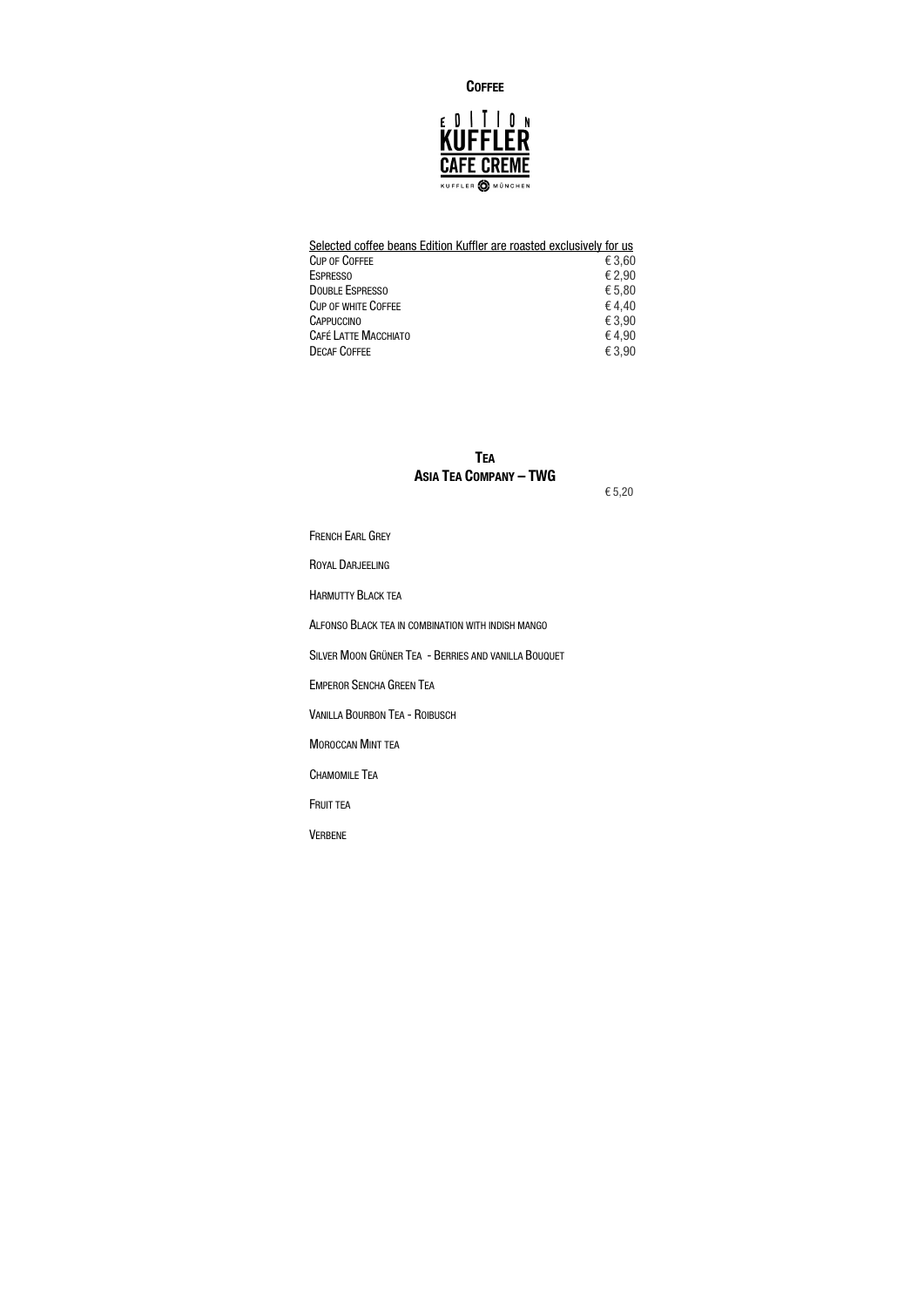## Coffee

EDITION KUFFLER CAFE CREME

KUFFLER MÜNCHEN

Selected coffee beans Edition Kuffler are roasted exclusively for us

| | |
|---|---|
| Cup of Coffee | € 3,60 |
| Espresso | € 2,90 |
| Double Espresso | € 5,80 |
| Cup of white Coffee | € 4,40 |
| Cappuccino | € 3,90 |
| Café Latte Macchiato | € 4,90 |
| Decaf Coffee | € 3,90 |

## Tea
### Asia Tea Company – TWG

€ 5,20

French Earl Grey

Royal Darjeeling

Harmutty Black tea

Alfonso Black tea in combination with indish mango

Silver Moon Grüner Tea - Berries and vanilla Bouquet

Emperor Sencha Green Tea

Vanilla Bourbon Tea - Roibusch

Moroccan Mint tea

Chamomile Tea

Fruit tea

Verbene